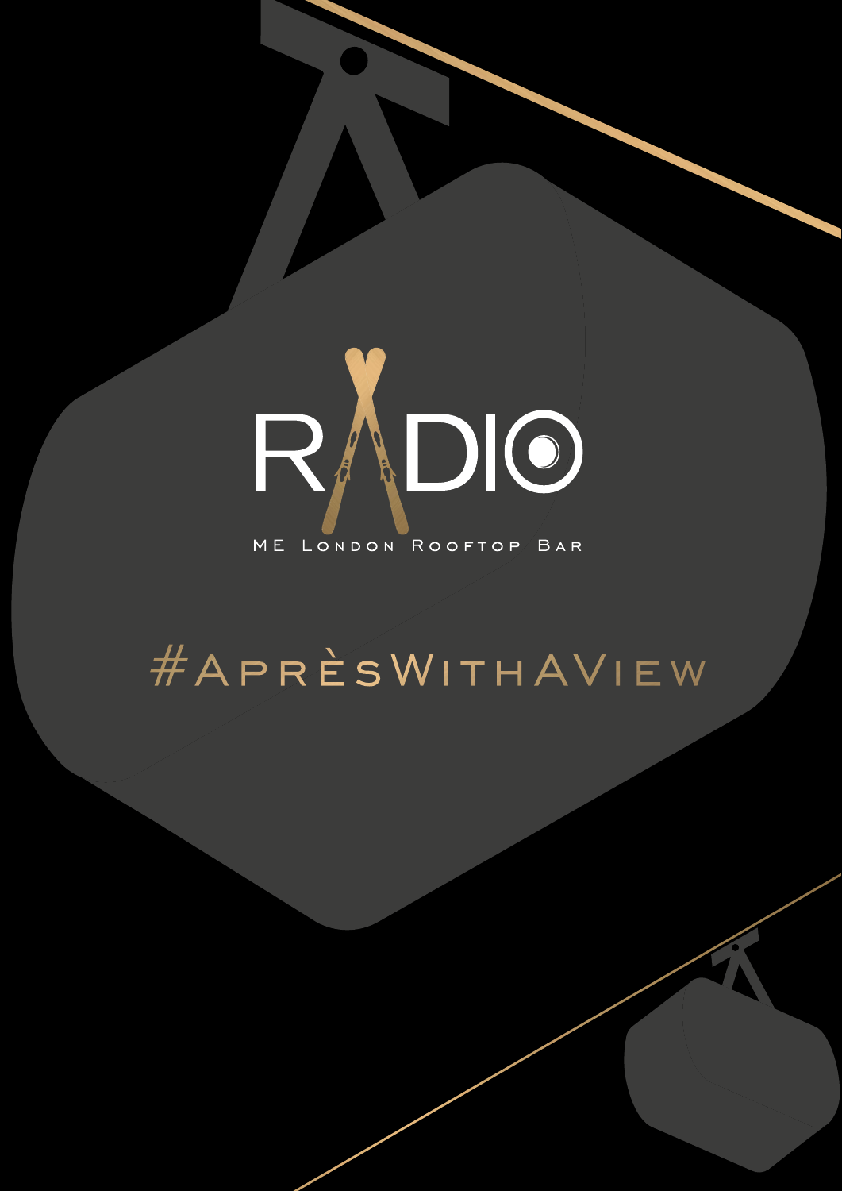# RADIO

ME London Rooftop Bar

#AprèsWithAView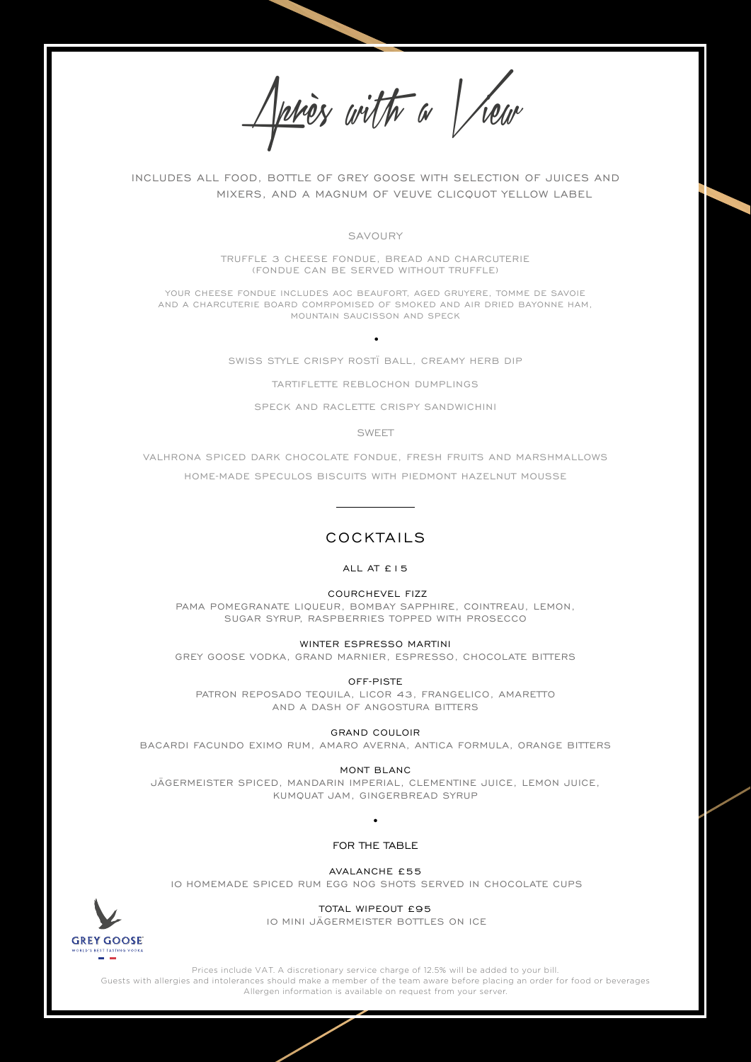# Après with a View

INCLUDES ALL FOOD, BOTTLE OF GREY GOOSE WITH SELECTION OF JUICES AND MIXERS, AND A MAGNUM OF VEUVE CLICQUOT YELLOW LABEL

## SAVOURY

TRUFFLE 3 CHEESE FONDUE, BREAD AND CHARCUTERIE
(FONDUE CAN BE SERVED WITHOUT TRUFFLE)

YOUR CHEESE FONDUE INCLUDES AOC BEAUFORT, AGED GRUYERE, TOMME DE SAVOIE AND A CHARCUTERIE BOARD COMRPOMISED OF SMOKED AND AIR DRIED BAYONNE HAM, MOUNTAIN SAUCISSON AND SPECK

•

SWISS STYLE CRISPY ROSTÏ BALL, CREAMY HERB DIP

TARTIFLETTE REBLOCHON DUMPLINGS

SPECK AND RACLETTE CRISPY SANDWICHINI

## SWEET

VALHRONA SPICED DARK CHOCOLATE FONDUE, FRESH FRUITS AND MARSHMALLOWS

HOME-MADE SPECULOS BISCUITS WITH PIEDMONT HAZELNUT MOUSSE

---

## COCKTAILS

ALL AT £15

**COURCHEVEL FIZZ**
PAMA POMEGRANATE LIQUEUR, BOMBAY SAPPHIRE, COINTREAU, LEMON, SUGAR SYRUP, RASPBERRIES TOPPED WITH PROSECCO

**WINTER ESPRESSO MARTINI**
GREY GOOSE VODKA, GRAND MARNIER, ESPRESSO, CHOCOLATE BITTERS

**OFF-PISTE**
PATRON REPOSADO TEQUILA, LICOR 43, FRANGELICO, AMARETTO AND A DASH OF ANGOSTURA BITTERS

**GRAND COULOIR**
BACARDI FACUNDO EXIMO RUM, AMARO AVERNA, ANTICA FORMULA, ORANGE BITTERS

**MONT BLANC**
JÄGERMEISTER SPICED, MANDARIN IMPERIAL, CLEMENTINE JUICE, LEMON JUICE, KUMQUAT JAM, GINGERBREAD SYRUP

•

### FOR THE TABLE

**AVALANCHE £55**
10 HOMEMADE SPICED RUM EGG NOG SHOTS SERVED IN CHOCOLATE CUPS

**TOTAL WIPEOUT £95**
10 MINI JÄGERMEISTER BOTTLES ON ICE

GREY GOOSE
WORLD'S BEST TASTING VODKA

Prices include VAT. A discretionary service charge of 12.5% will be added to your bill.
Guests with allergies and intolerances should make a member of the team aware before placing an order for food or beverages
Allergen information is available on request from your server.